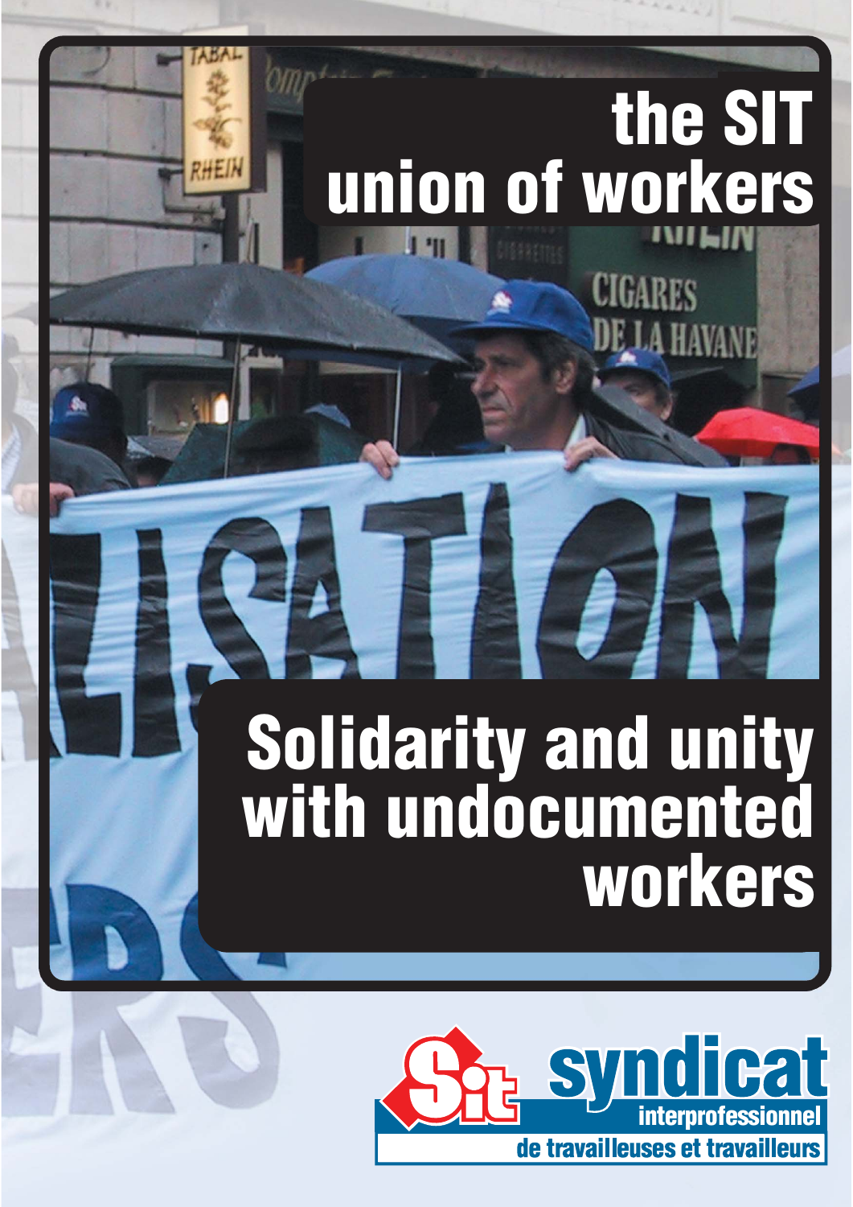# the SIT union of workers

# Solidarity and unity with undocumented workers

syndicat interprofessionnel de travailleuses et travailleurs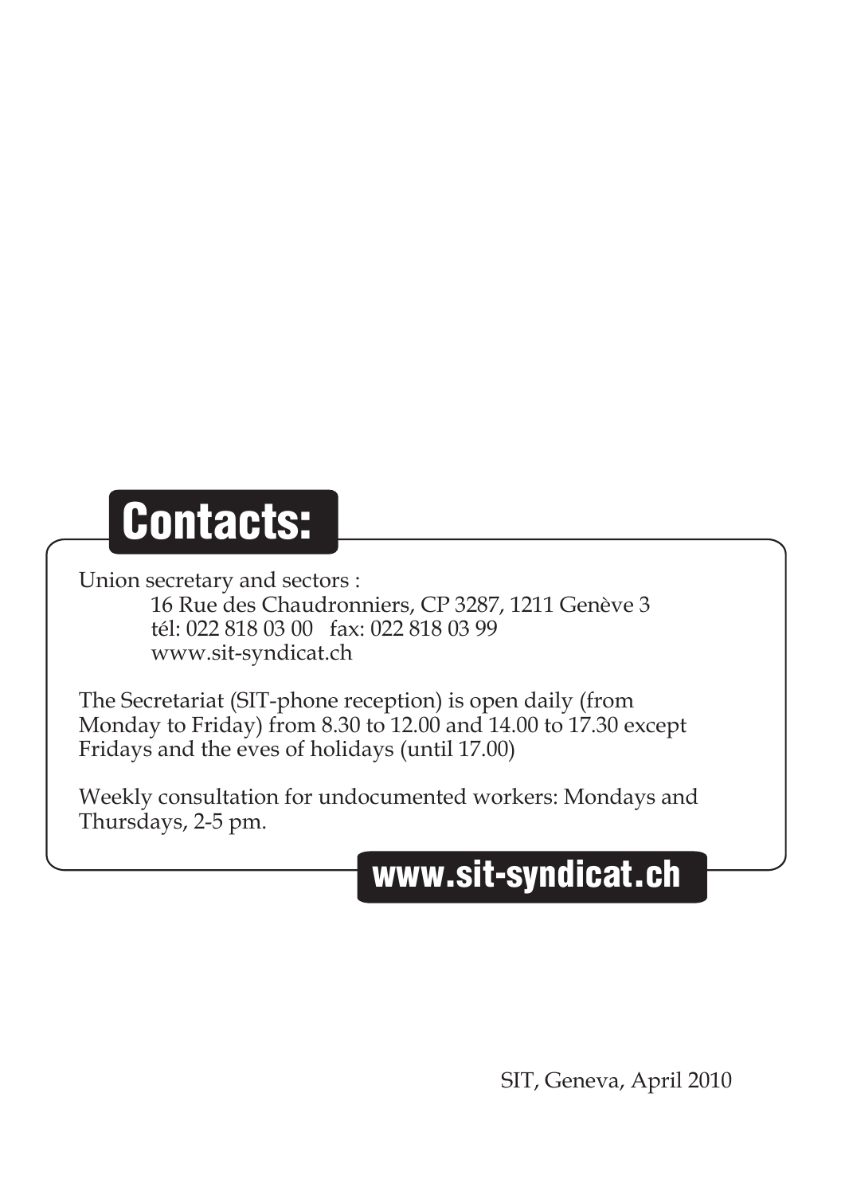## Contacts:

Union secretary and sectors :

16 Rue des Chaudronniers, CP 3287, 1211 Genève 3
tél: 022 818 03 00   fax: 022 818 03 99
www.sit-syndicat.ch

The Secretariat (SIT-phone reception) is open daily (from Monday to Friday) from 8.30 to 12.00 and 14.00 to 17.30 except Fridays and the eves of holidays (until 17.00)

Weekly consultation for undocumented workers: Mondays and Thursdays, 2-5 pm.

**www.sit-syndicat.ch**

SIT, Geneva, April 2010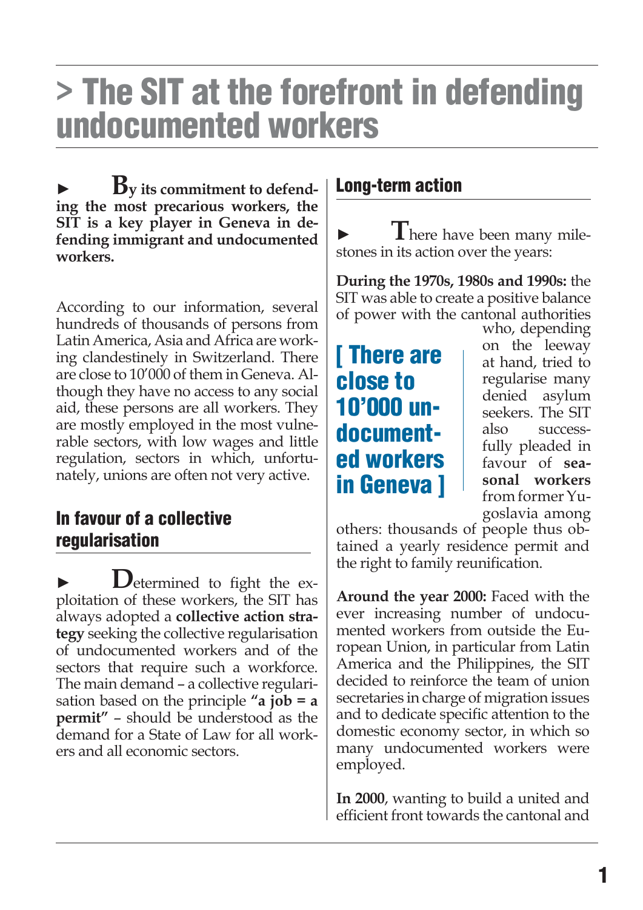# > The SIT at the forefront in defending undocumented workers

► **By its commitment to defending the most precarious workers, the SIT is a key player in Geneva in defending immigrant and undocumented workers.**

According to our information, several hundreds of thousands of persons from Latin America, Asia and Africa are working clandestinely in Switzerland. There are close to 10'000 of them in Geneva. Although they have no access to any social aid, these persons are all workers. They are mostly employed in the most vulnerable sectors, with low wages and little regulation, sectors in which, unfortunately, unions are often not very active.

## In favour of a collective regularisation

► Determined to fight the exploitation of these workers, the SIT has always adopted a **collective action strategy** seeking the collective regularisation of undocumented workers and of the sectors that require such a workforce. The main demand – a collective regularisation based on the principle **"a job = a permit"** – should be understood as the demand for a State of Law for all workers and all economic sectors.

## Long-term action

► There have been many milestones in its action over the years:

**During the 1970s, 1980s and 1990s:** the SIT was able to create a positive balance of power with the cantonal authorities who, depending on the leeway at hand, tried to regularise many denied asylum seekers. The SIT also successfully pleaded in favour of **seasonal workers** from former Yugoslavia among others: thousands of people thus obtained a yearly residence permit and the right to family reunification.

> [ There are close to 10'000 undocumented workers in Geneva ]

**Around the year 2000:** Faced with the ever increasing number of undocumented workers from outside the European Union, in particular from Latin America and the Philippines, the SIT decided to reinforce the team of union secretaries in charge of migration issues and to dedicate specific attention to the domestic economy sector, in which so many undocumented workers were employed.

**In 2000**, wanting to build a united and efficient front towards the cantonal and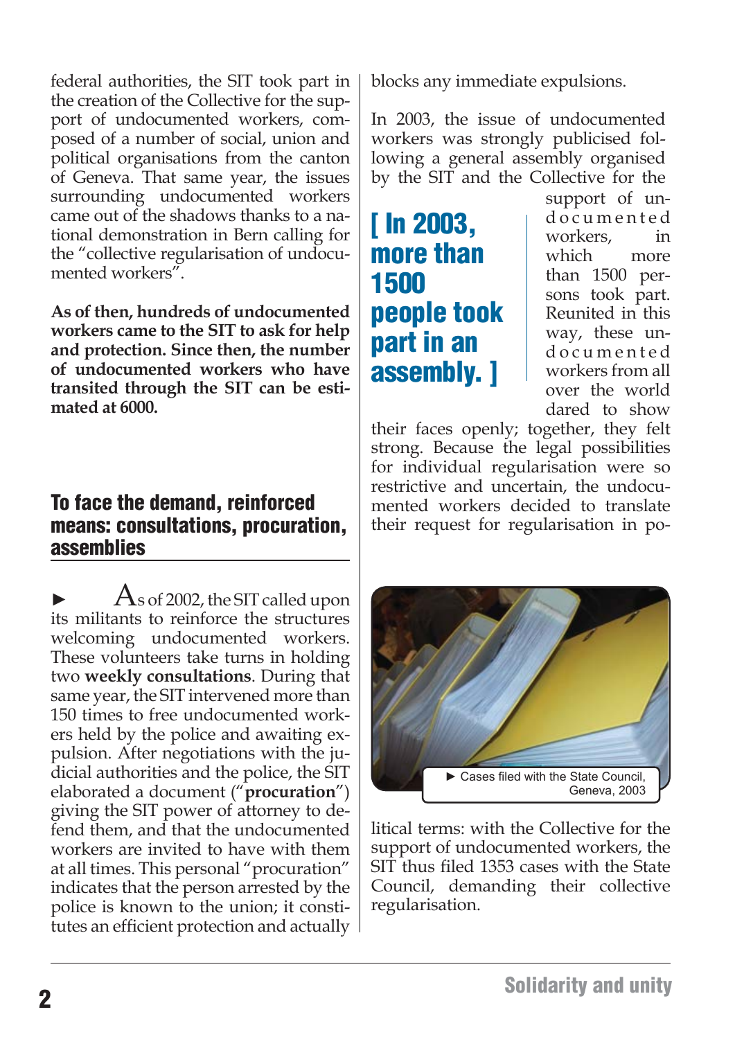federal authorities, the SIT took part in the creation of the Collective for the support of undocumented workers, composed of a number of social, union and political organisations from the canton of Geneva. That same year, the issues surrounding undocumented workers came out of the shadows thanks to a national demonstration in Bern calling for the "collective regularisation of undocumented workers".

**As of then, hundreds of undocumented workers came to the SIT to ask for help and protection. Since then, the number of undocumented workers who have transited through the SIT can be estimated at 6000.**

## To face the demand, reinforced means: consultations, procuration, assemblies

► As of 2002, the SIT called upon its militants to reinforce the structures welcoming undocumented workers. These volunteers take turns in holding two **weekly consultations**. During that same year, the SIT intervened more than 150 times to free undocumented workers held by the police and awaiting expulsion. After negotiations with the judicial authorities and the police, the SIT elaborated a document ("**procuration**") giving the SIT power of attorney to defend them, and that the undocumented workers are invited to have with them at all times. This personal "procuration" indicates that the person arrested by the police is known to the union; it constitutes an efficient protection and actually blocks any immediate expulsions.

In 2003, the issue of undocumented workers was strongly publicised following a general assembly organised by the SIT and the Collective for the support of undocumented workers, in which more than 1500 persons took part. Reunited in this way, these undocumented workers from all over the world dared to show their faces openly; together, they felt strong. Because the legal possibilities for individual regularisation were so restrictive and uncertain, the undocumented workers decided to translate their request for regularisation in political terms: with the Collective for the support of undocumented workers, the SIT thus filed 1353 cases with the State Council, demanding their collective regularisation.

**[ In 2003, more than 1500 people took part in an assembly. ]**

► Cases filed with the State Council, Geneva, 2003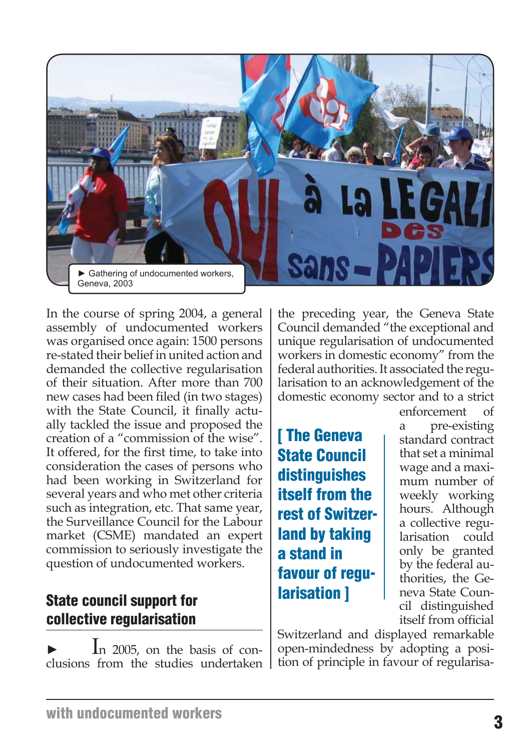► Gathering of undocumented workers, Geneva, 2003

In the course of spring 2004, a general assembly of undocumented workers was organised once again: 1500 persons re-stated their belief in united action and demanded the collective regularisation of their situation. After more than 700 new cases had been filed (in two stages) with the State Council, it finally actually tackled the issue and proposed the creation of a "commission of the wise". It offered, for the first time, to take into consideration the cases of persons who had been working in Switzerland for several years and who met other criteria such as integration, etc. That same year, the Surveillance Council for the Labour market (CSME) mandated an expert commission to seriously investigate the question of undocumented workers.

## State council support for collective regularisation

► In 2005, on the basis of conclusions from the studies undertaken the preceding year, the Geneva State Council demanded "the exceptional and unique regularisation of undocumented workers in domestic economy" from the federal authorities. It associated the regularisation to an acknowledgement of the domestic economy sector and to a strict enforcement of a pre-existing standard contract that set a minimal wage and a maximum number of weekly working hours. Although a collective regularisation could only be granted by the federal authorities, the Geneva State Council distinguished itself from official Switzerland and displayed remarkable open-mindedness by adopting a position of principle in favour of regularisa-

**[ The Geneva State Council distinguishes itself from the rest of Switzerland by taking a stand in favour of regularisation ]**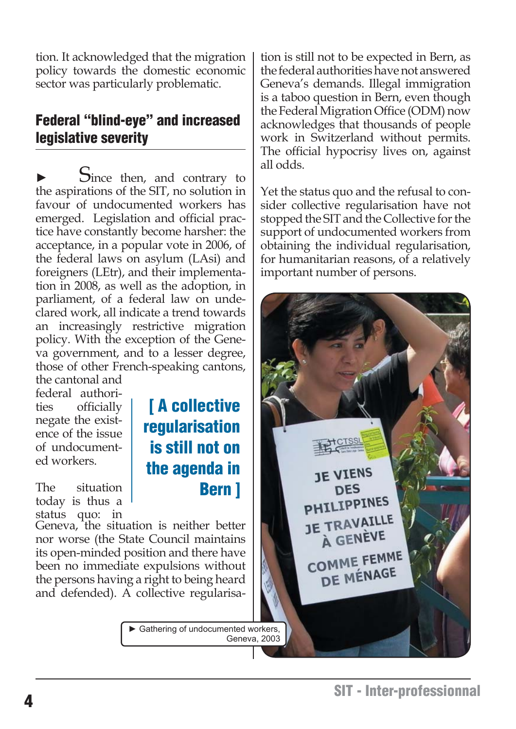tion. It acknowledged that the migration policy towards the domestic economic sector was particularly problematic.

## Federal "blind-eye" and increased legislative severity

► Since then, and contrary to the aspirations of the SIT, no solution in favour of undocumented workers has emerged. Legislation and official practice have constantly become harsher: the acceptance, in a popular vote in 2006, of the federal laws on asylum (LAsi) and foreigners (LEtr), and their implementation in 2008, as well as the adoption, in parliament, of a federal law on undeclared work, all indicate a trend towards an increasingly restrictive migration policy. With the exception of the Geneva government, and to a lesser degree, those of other French-speaking cantons, the cantonal and federal authorities officially negate the existence of the issue of undocumented workers.

**[ A collective regularisation is still not on the agenda in Bern ]**

The situation today is thus a status quo: in Geneva, the situation is neither better nor worse (the State Council maintains its open-minded position and there have been no immediate expulsions without the persons having a right to being heard and defended). A collective regularisation is still not to be expected in Bern, as the federal authorities have not answered Geneva's demands. Illegal immigration is a taboo question in Bern, even though the Federal Migration Office (ODM) now acknowledges that thousands of people work in Switzerland without permits. The official hypocrisy lives on, against all odds.

Yet the status quo and the refusal to consider collective regularisation have not stopped the SIT and the Collective for the support of undocumented workers from obtaining the individual regularisation, for humanitarian reasons, of a relatively important number of persons.

► Gathering of undocumented workers, Geneva, 2003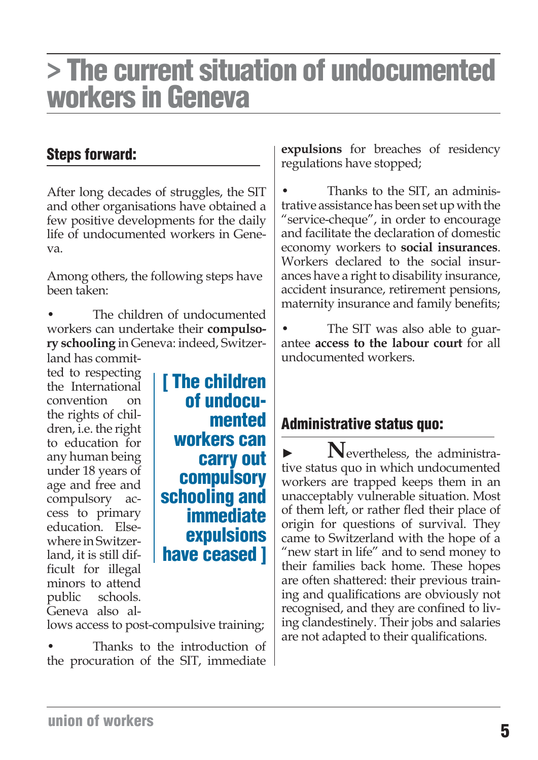# > The current situation of undocumented workers in Geneva

## Steps forward:

After long decades of struggles, the SIT and other organisations have obtained a few positive developments for the daily life of undocumented workers in Geneva.

Among others, the following steps have been taken:

- The children of undocumented workers can undertake their **compulsory schooling** in Geneva: indeed, Switzerland has committed to respecting the International convention on the rights of children, i.e. the right to education for any human being under 18 years of age and free and compulsory access to primary education. Elsewhere in Switzerland, it is still difficult for illegal minors to attend public schools. Geneva also allows access to post-compulsive training;
- Thanks to the introduction of the procuration of the SIT, immediate **expulsions** for breaches of residency regulations have stopped;
- Thanks to the SIT, an administrative assistance has been set up with the "service-cheque", in order to encourage and facilitate the declaration of domestic economy workers to **social insurances**. Workers declared to the social insurances have a right to disability insurance, accident insurance, retirement pensions, maternity insurance and family benefits;
- The SIT was also able to guarantee **access to the labour court** for all undocumented workers.

**[ The children of undocumented workers can carry out compulsory schooling and immediate expulsions have ceased ]**

## Administrative status quo:

► Nevertheless, the administrative status quo in which undocumented workers are trapped keeps them in an unacceptably vulnerable situation. Most of them left, or rather fled their place of origin for questions of survival. They came to Switzerland with the hope of a "new start in life" and to send money to their families back home. These hopes are often shattered: their previous training and qualifications are obviously not recognised, and they are confined to living clandestinely. Their jobs and salaries are not adapted to their qualifications.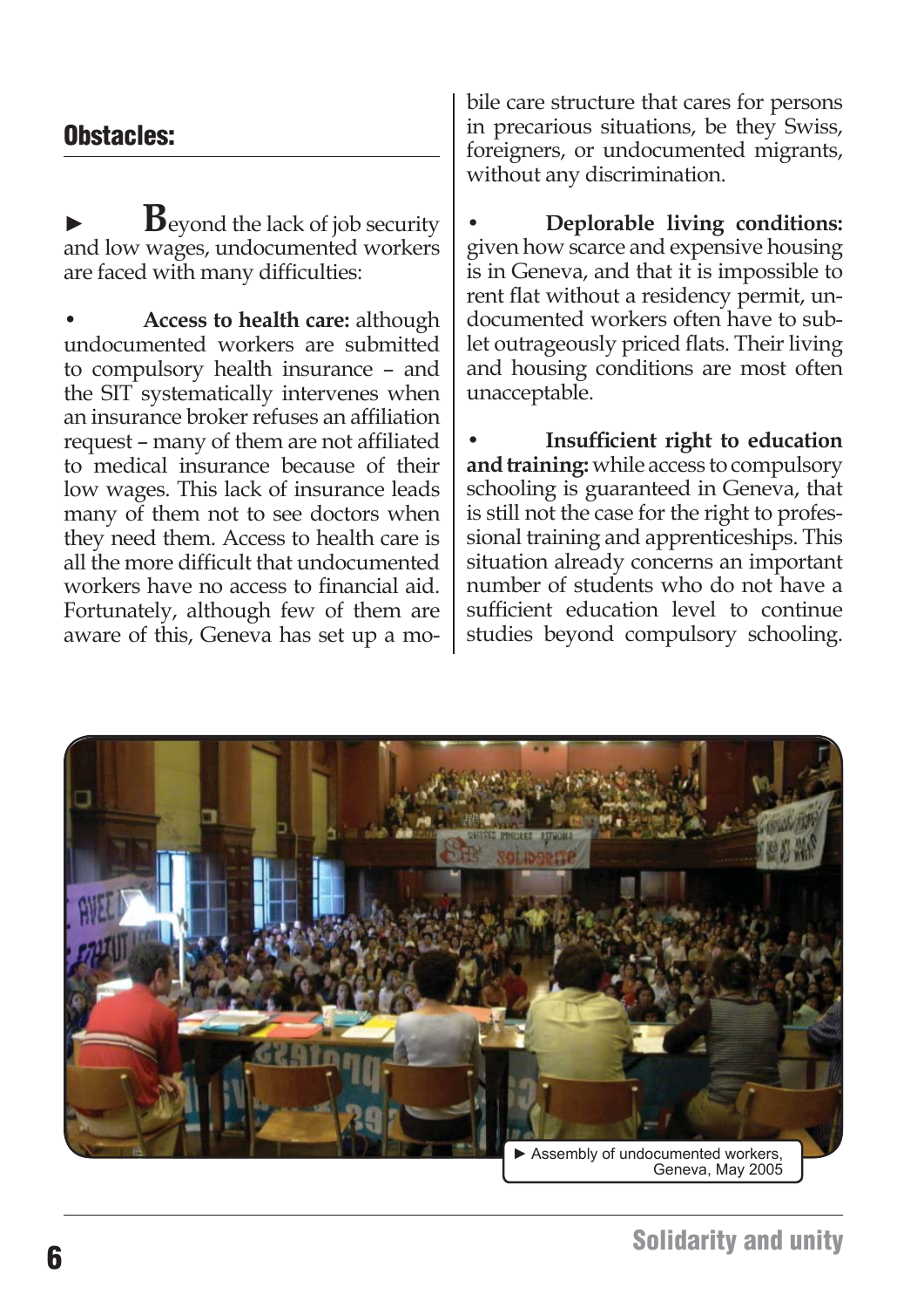## Obstacles:

► **B**eyond the lack of job security and low wages, undocumented workers are faced with many difficulties:

- **Access to health care:** although undocumented workers are submitted to compulsory health insurance – and the SIT systematically intervenes when an insurance broker refuses an affiliation request – many of them are not affiliated to medical insurance because of their low wages. This lack of insurance leads many of them not to see doctors when they need them. Access to health care is all the more difficult that undocumented workers have no access to financial aid. Fortunately, although few of them are aware of this, Geneva has set up a mobile care structure that cares for persons in precarious situations, be they Swiss, foreigners, or undocumented migrants, without any discrimination.

- **Deplorable living conditions:** given how scarce and expensive housing is in Geneva, and that it is impossible to rent flat without a residency permit, undocumented workers often have to sublet outrageously priced flats. Their living and housing conditions are most often unacceptable.

- **Insufficient right to education and training:** while access to compulsory schooling is guaranteed in Geneva, that is still not the case for the right to professional training and apprenticeships. This situation already concerns an important number of students who do not have a sufficient education level to continue studies beyond compulsory schooling.

► Assembly of undocumented workers, Geneva, May 2005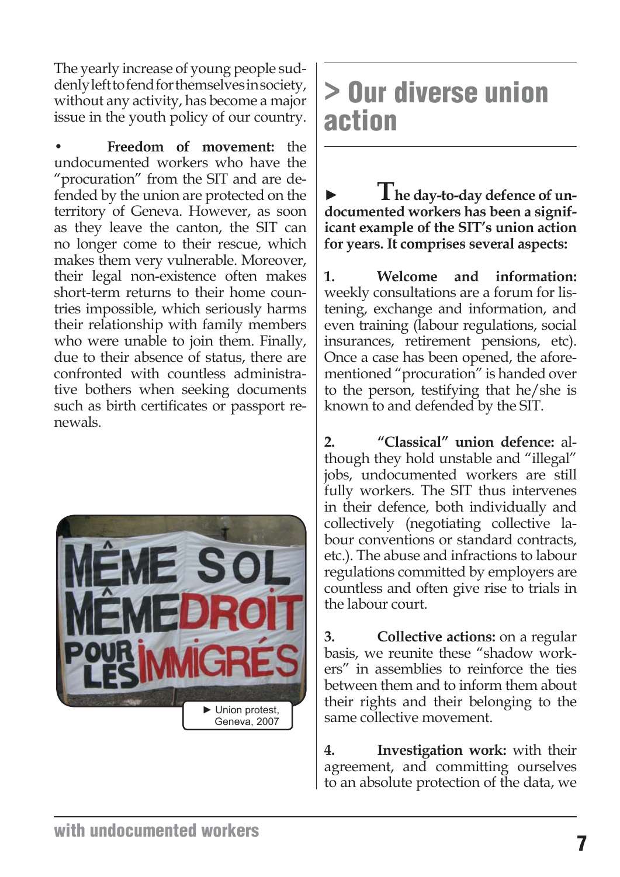The yearly increase of young people suddenly left to fend for themselves in society, without any activity, has become a major issue in the youth policy of our country.

- **Freedom of movement:** the undocumented workers who have the "procuration" from the SIT and are defended by the union are protected on the territory of Geneva. However, as soon as they leave the canton, the SIT can no longer come to their rescue, which makes them very vulnerable. Moreover, their legal non-existence often makes short-term returns to their home countries impossible, which seriously harms their relationship with family members who were unable to join them. Finally, due to their absence of status, there are confronted with countless administrative bothers when seeking documents such as birth certificates or passport renewals.

► Union protest, Geneva, 2007

## > Our diverse union action

► **The day-to-day defence of undocumented workers has been a significant example of the SIT's union action for years. It comprises several aspects:**

**1. Welcome and information:** weekly consultations are a forum for listening, exchange and information, and even training (labour regulations, social insurances, retirement pensions, etc). Once a case has been opened, the aforementioned "procuration" is handed over to the person, testifying that he/she is known to and defended by the SIT.

**2. "Classical" union defence:** although they hold unstable and "illegal" jobs, undocumented workers are still fully workers. The SIT thus intervenes in their defence, both individually and collectively (negotiating collective labour conventions or standard contracts, etc.). The abuse and infractions to labour regulations committed by employers are countless and often give rise to trials in the labour court.

**3. Collective actions:** on a regular basis, we reunite these "shadow workers" in assemblies to reinforce the ties between them and to inform them about their rights and their belonging to the same collective movement.

**4. Investigation work:** with their agreement, and committing ourselves to an absolute protection of the data, we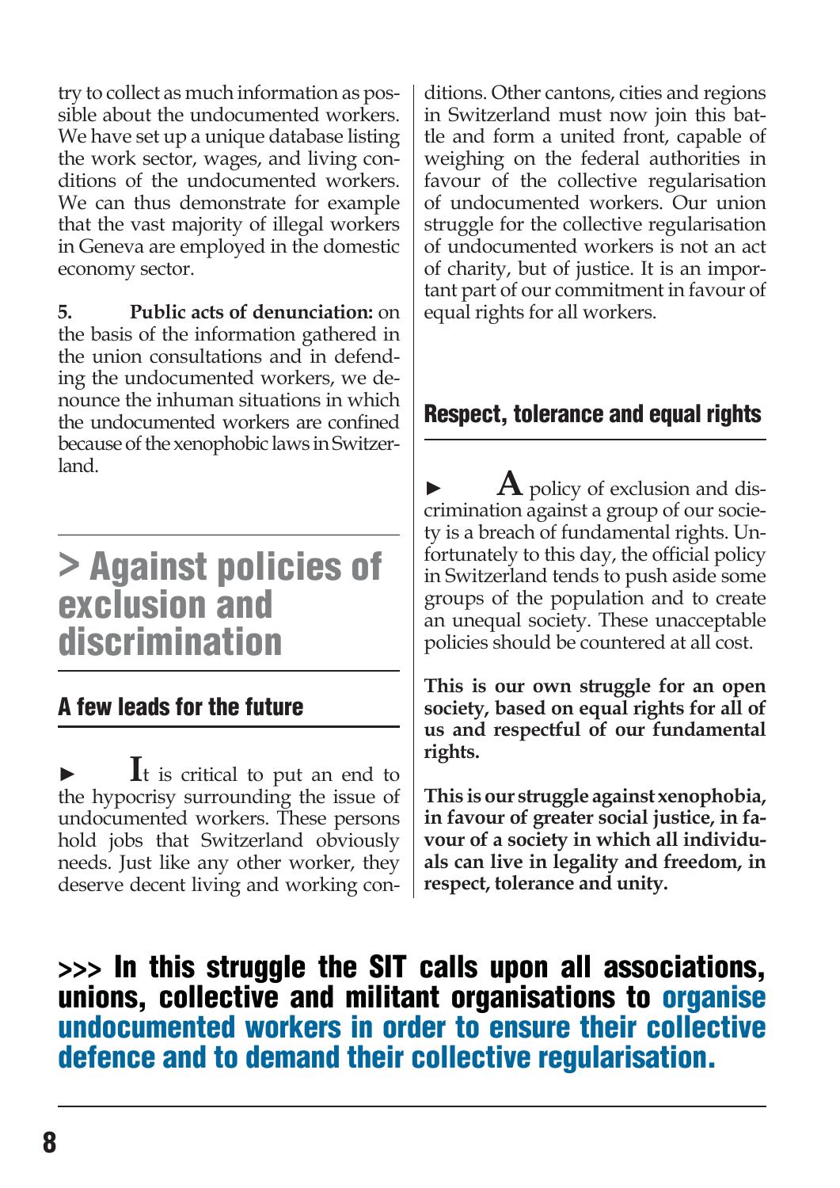try to collect as much information as possible about the undocumented workers. We have set up a unique database listing the work sector, wages, and living conditions of the undocumented workers. We can thus demonstrate for example that the vast majority of illegal workers in Geneva are employed in the domestic economy sector.

**5. Public acts of denunciation:** on the basis of the information gathered in the union consultations and in defending the undocumented workers, we denounce the inhuman situations in which the undocumented workers are confined because of the xenophobic laws in Switzerland.

# > Against policies of exclusion and discrimination

## A few leads for the future

► It is critical to put an end to the hypocrisy surrounding the issue of undocumented workers. These persons hold jobs that Switzerland obviously needs. Just like any other worker, they deserve decent living and working conditions. Other cantons, cities and regions in Switzerland must now join this battle and form a united front, capable of weighing on the federal authorities in favour of the collective regularisation of undocumented workers. Our union struggle for the collective regularisation of undocumented workers is not an act of charity, but of justice. It is an important part of our commitment in favour of equal rights for all workers.

## Respect, tolerance and equal rights

► A policy of exclusion and discrimination against a group of our society is a breach of fundamental rights. Unfortunately to this day, the official policy in Switzerland tends to push aside some groups of the population and to create an unequal society. These unacceptable policies should be countered at all cost.

**This is our own struggle for an open society, based on equal rights for all of us and respectful of our fundamental rights.**

**This is our struggle against xenophobia, in favour of greater social justice, in favour of a society in which all individuals can live in legality and freedom, in respect, tolerance and unity.**

**>>> In this struggle the SIT calls upon all associations, unions, collective and militant organisations to organise undocumented workers in order to ensure their collective defence and to demand their collective regularisation.**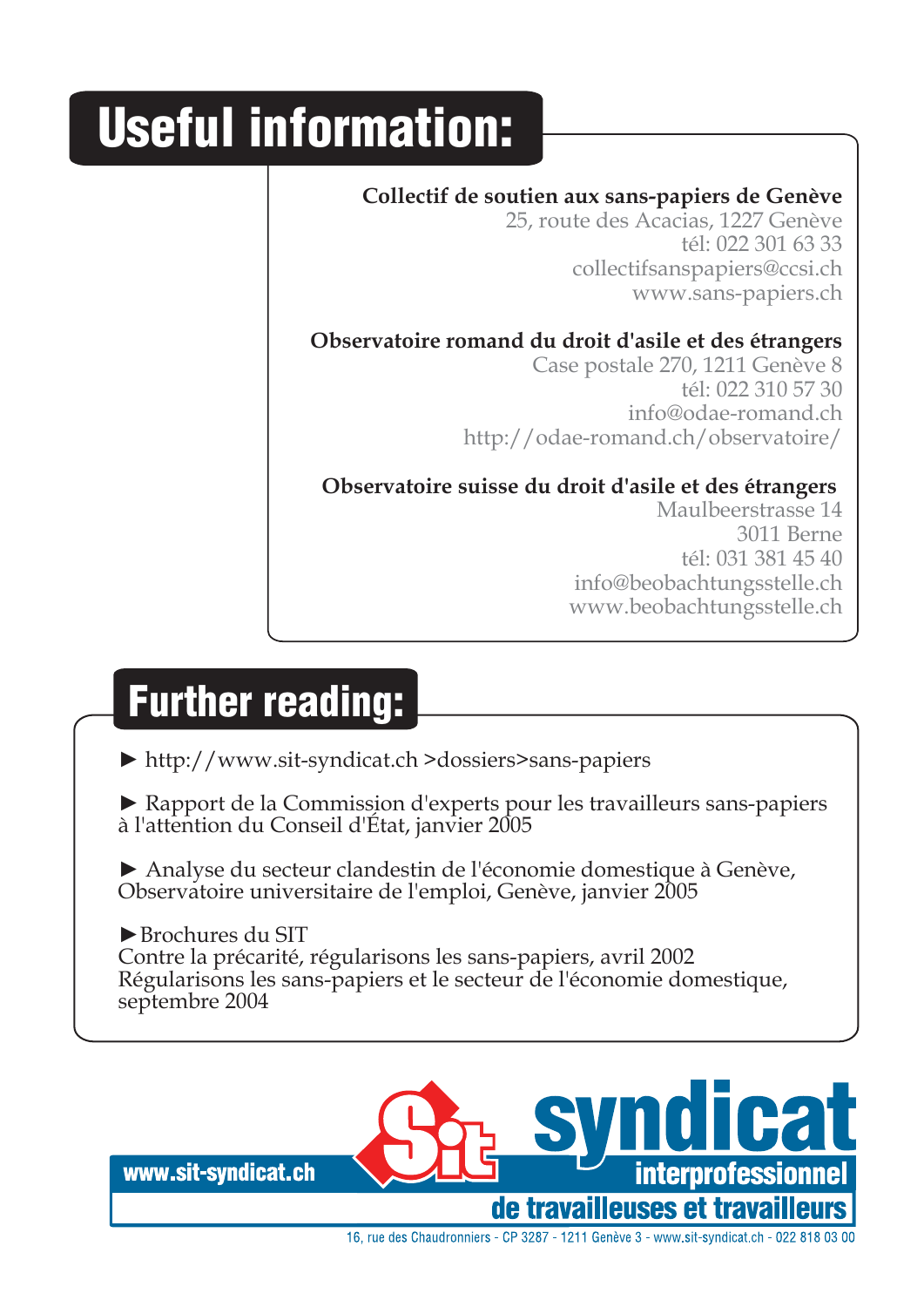# Useful information:

**Collectif de soutien aux sans-papiers de Genève**
25, route des Acacias, 1227 Genève
tél: 022 301 63 33
collectifsanspapiers@ccsi.ch
www.sans-papiers.ch

**Observatoire romand du droit d'asile et des étrangers**
Case postale 270, 1211 Genève 8
tél: 022 310 57 30
info@odae-romand.ch
http://odae-romand.ch/observatoire/

**Observatoire suisse du droit d'asile et des étrangers**
Maulbeerstrasse 14
3011 Berne
tél: 031 381 45 40
info@beobachtungsstelle.ch
www.beobachtungsstelle.ch

# Further reading:

► http://www.sit-syndicat.ch >dossiers>sans-papiers

► Rapport de la Commission d'experts pour les travailleurs sans-papiers à l'attention du Conseil d'État, janvier 2005

► Analyse du secteur clandestin de l'économie domestique à Genève, Observatoire universitaire de l'emploi, Genève, janvier 2005

► Brochures du SIT
Contre la précarité, régularisons les sans-papiers, avril 2002
Régularisons les sans-papiers et le secteur de l'économie domestique, septembre 2004

www.sit-syndicat.ch

Sit syndicat interprofessionnel de travailleuses et travailleurs

16, rue des Chaudronniers - CP 3287 - 1211 Genève 3 - www.sit-syndicat.ch - 022 818 03 00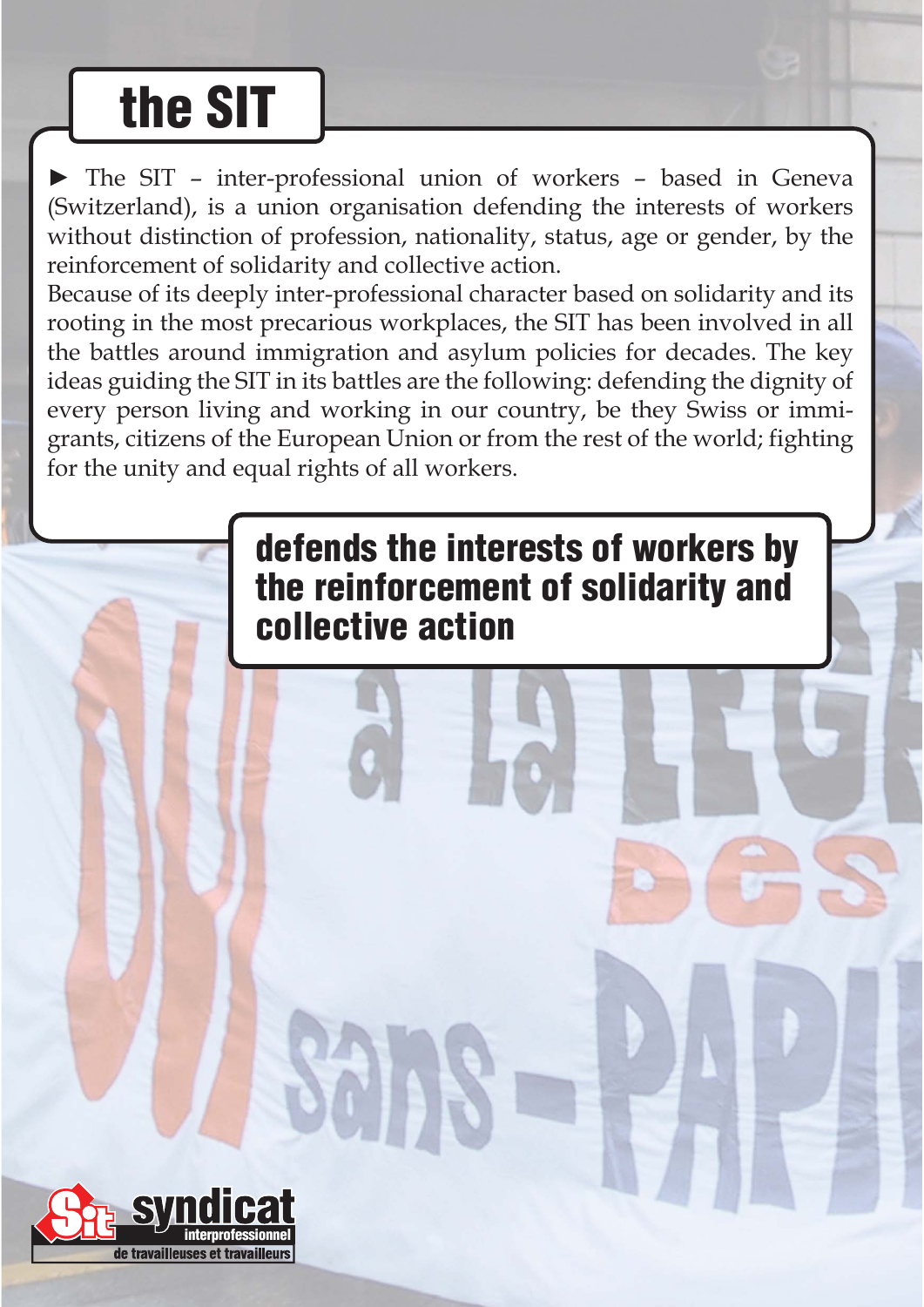# the SIT

► The SIT – inter-professional union of workers – based in Geneva (Switzerland), is a union organisation defending the interests of workers without distinction of profession, nationality, status, age or gender, by the reinforcement of solidarity and collective action.

Because of its deeply inter-professional character based on solidarity and its rooting in the most precarious workplaces, the SIT has been involved in all the battles around immigration and asylum policies for decades. The key ideas guiding the SIT in its battles are the following: defending the dignity of every person living and working in our country, be they Swiss or immigrants, citizens of the European Union or from the rest of the world; fighting for the unity and equal rights of all workers.

**defends the interests of workers by the reinforcement of solidarity and collective action**

syndicat interprofessionnel de travailleuses et travailleurs